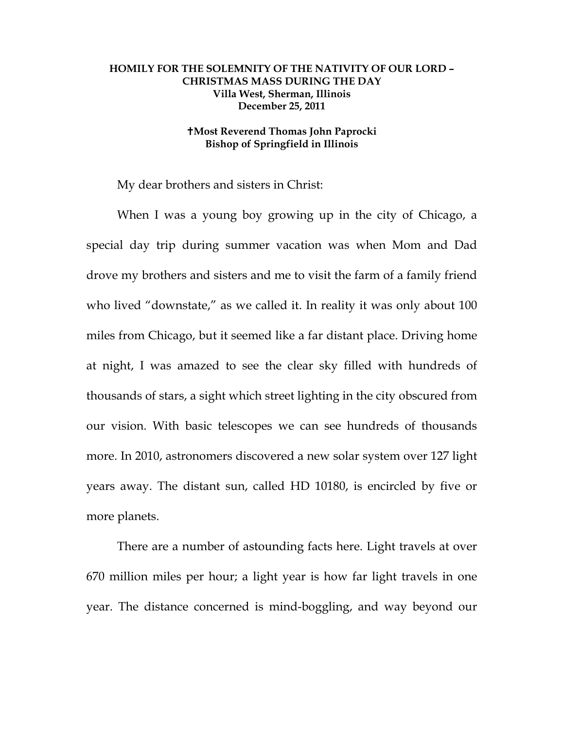**HOMILY FOR THE SOLEMNITY OF THE NATIVITY OF OUR LORD – CHRISTMAS MASS DURING THE DAY**
**Villa West, Sherman, Illinois**
**December 25, 2011**

**†Most Reverend Thomas John Paprocki**
**Bishop of Springfield in Illinois**

My dear brothers and sisters in Christ:

When I was a young boy growing up in the city of Chicago, a special day trip during summer vacation was when Mom and Dad drove my brothers and sisters and me to visit the farm of a family friend who lived "downstate," as we called it. In reality it was only about 100 miles from Chicago, but it seemed like a far distant place. Driving home at night, I was amazed to see the clear sky filled with hundreds of thousands of stars, a sight which street lighting in the city obscured from our vision. With basic telescopes we can see hundreds of thousands more. In 2010, astronomers discovered a new solar system over 127 light years away. The distant sun, called HD 10180, is encircled by five or more planets.

There are a number of astounding facts here. Light travels at over 670 million miles per hour; a light year is how far light travels in one year. The distance concerned is mind-boggling, and way beyond our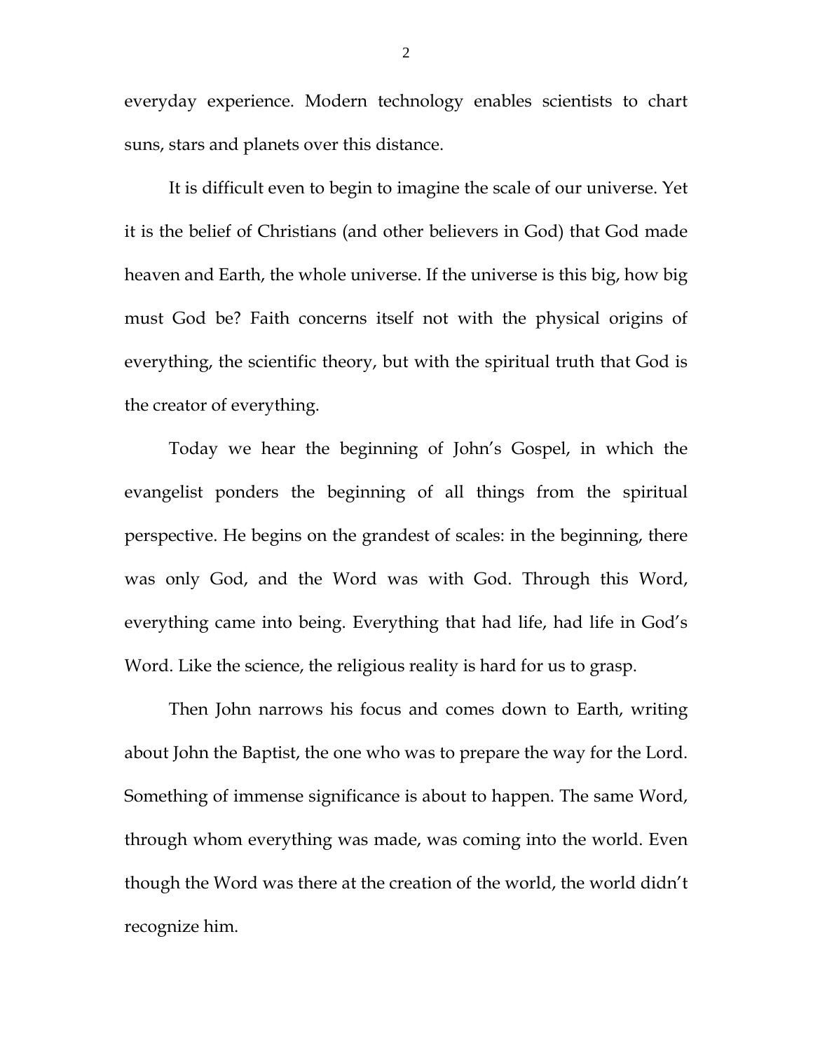everyday experience. Modern technology enables scientists to chart suns, stars and planets over this distance.

It is difficult even to begin to imagine the scale of our universe. Yet it is the belief of Christians (and other believers in God) that God made heaven and Earth, the whole universe. If the universe is this big, how big must God be? Faith concerns itself not with the physical origins of everything, the scientific theory, but with the spiritual truth that God is the creator of everything.

Today we hear the beginning of John's Gospel, in which the evangelist ponders the beginning of all things from the spiritual perspective. He begins on the grandest of scales: in the beginning, there was only God, and the Word was with God. Through this Word, everything came into being. Everything that had life, had life in God's Word. Like the science, the religious reality is hard for us to grasp.

Then John narrows his focus and comes down to Earth, writing about John the Baptist, the one who was to prepare the way for the Lord. Something of immense significance is about to happen. The same Word, through whom everything was made, was coming into the world. Even though the Word was there at the creation of the world, the world didn't recognize him.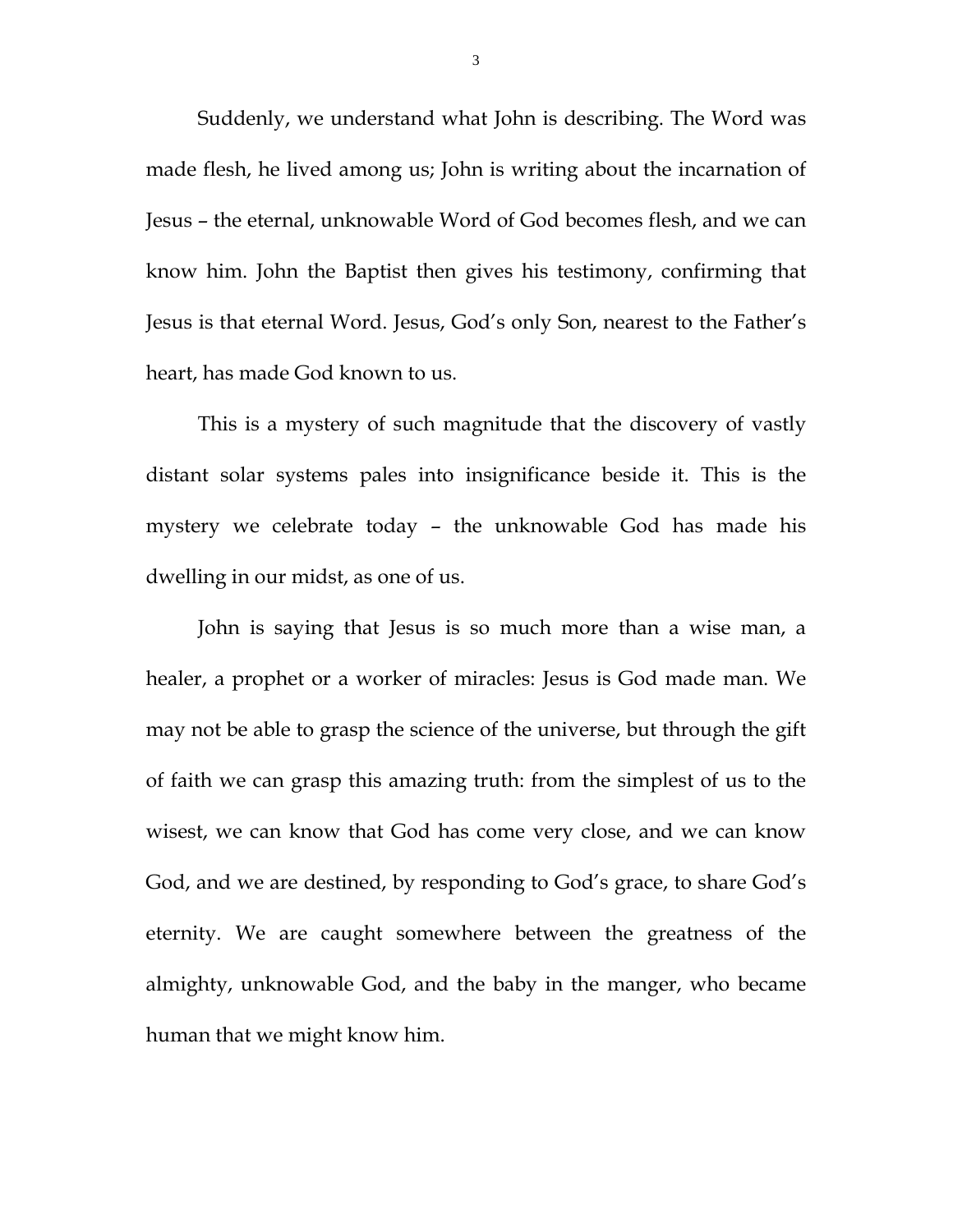Suddenly, we understand what John is describing. The Word was made flesh, he lived among us; John is writing about the incarnation of Jesus – the eternal, unknowable Word of God becomes flesh, and we can know him. John the Baptist then gives his testimony, confirming that Jesus is that eternal Word. Jesus, God's only Son, nearest to the Father's heart, has made God known to us.

This is a mystery of such magnitude that the discovery of vastly distant solar systems pales into insignificance beside it. This is the mystery we celebrate today – the unknowable God has made his dwelling in our midst, as one of us.

John is saying that Jesus is so much more than a wise man, a healer, a prophet or a worker of miracles: Jesus is God made man. We may not be able to grasp the science of the universe, but through the gift of faith we can grasp this amazing truth: from the simplest of us to the wisest, we can know that God has come very close, and we can know God, and we are destined, by responding to God's grace, to share God's eternity. We are caught somewhere between the greatness of the almighty, unknowable God, and the baby in the manger, who became human that we might know him.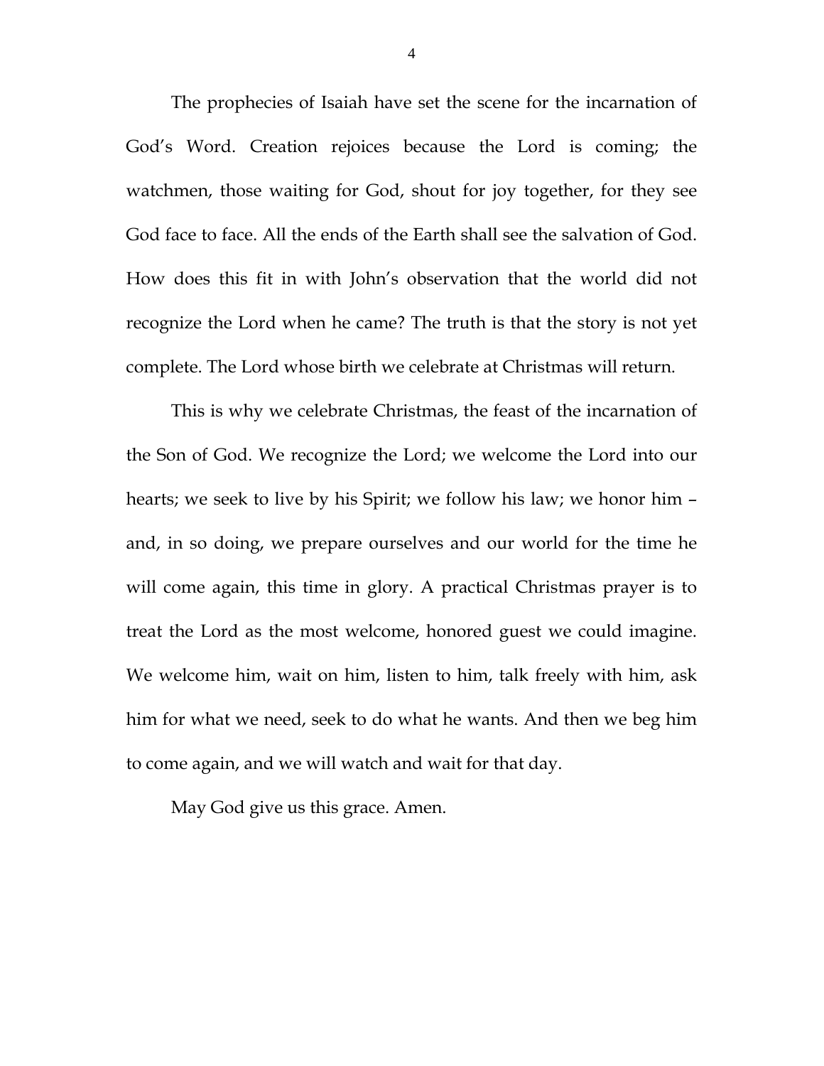The prophecies of Isaiah have set the scene for the incarnation of God's Word. Creation rejoices because the Lord is coming; the watchmen, those waiting for God, shout for joy together, for they see God face to face. All the ends of the Earth shall see the salvation of God. How does this fit in with John's observation that the world did not recognize the Lord when he came? The truth is that the story is not yet complete. The Lord whose birth we celebrate at Christmas will return.

This is why we celebrate Christmas, the feast of the incarnation of the Son of God. We recognize the Lord; we welcome the Lord into our hearts; we seek to live by his Spirit; we follow his law; we honor him – and, in so doing, we prepare ourselves and our world for the time he will come again, this time in glory. A practical Christmas prayer is to treat the Lord as the most welcome, honored guest we could imagine. We welcome him, wait on him, listen to him, talk freely with him, ask him for what we need, seek to do what he wants. And then we beg him to come again, and we will watch and wait for that day.

May God give us this grace. Amen.